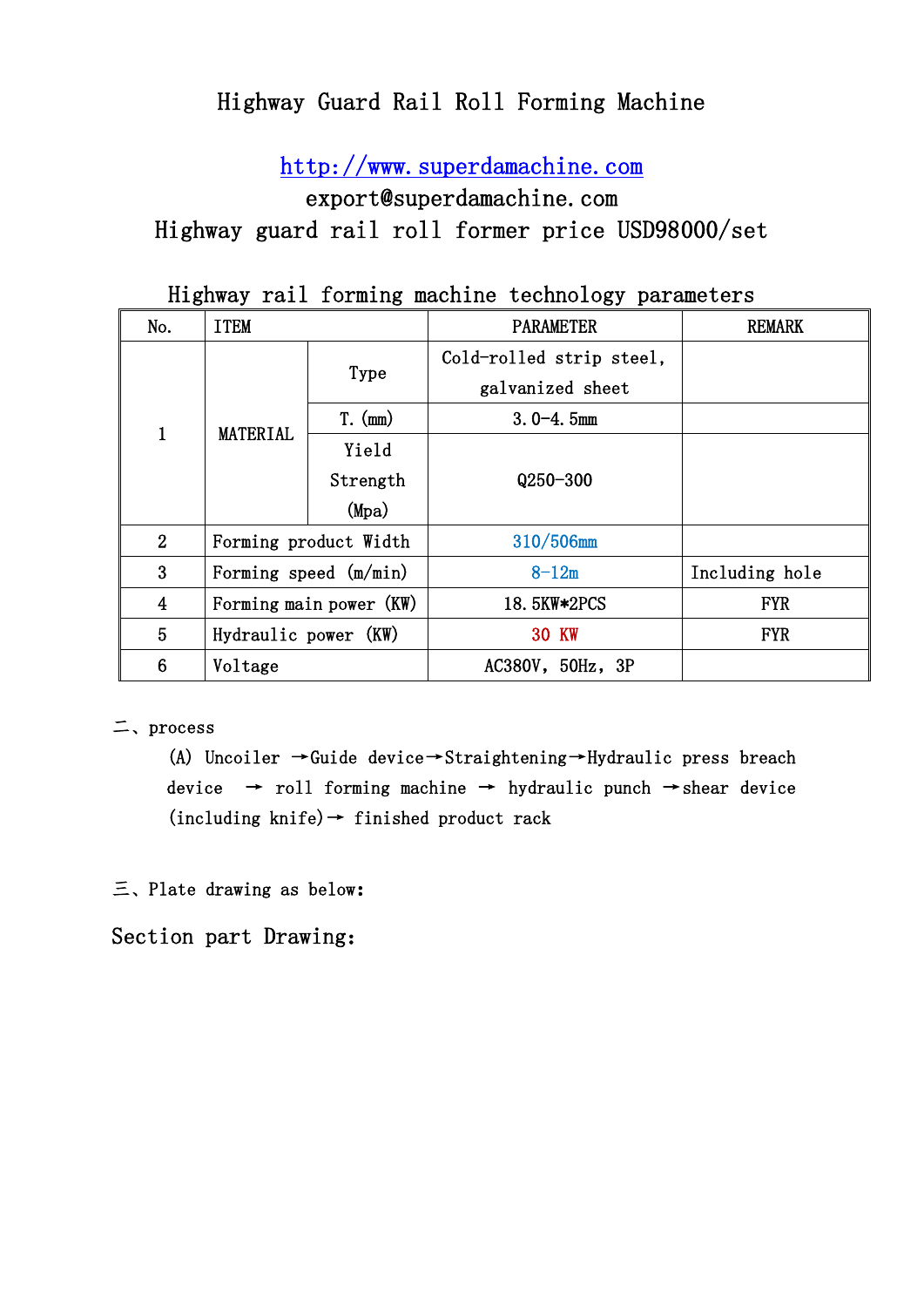# Highway Guard Rail Roll Forming Machine

http://www.superdamachine.com

export@superdamachine.com

Highway guard rail roll former price USD98000/set

## Highway rail forming machine technology parameters

| No. | ITEM | | PARAMETER | REMARK |
|---|---|---|---|---|
| 1 | MATERIAL | Type | Cold-rolled strip steel, galvanized sheet | |
| | | T. (mm) | 3.0-4.5mm | |
| | | Yield Strength (Mpa) | Q250-300 | |
| 2 | Forming product Width | | 310/506mm | |
| 3 | Forming speed (m/min) | | 8-12m | Including hole |
| 4 | Forming main power (KW) | | 18.5KW*2PCS | FYR |
| 5 | Hydraulic power (KW) | | 30 KW | FYR |
| 6 | Voltage | | AC380V, 50Hz, 3P | |

二、process

(A) Uncoiler →Guide device→Straightening→Hydraulic press breach device → roll forming machine → hydraulic punch →shear device (including knife)→ finished product rack

三、Plate drawing as below:

Section part Drawing: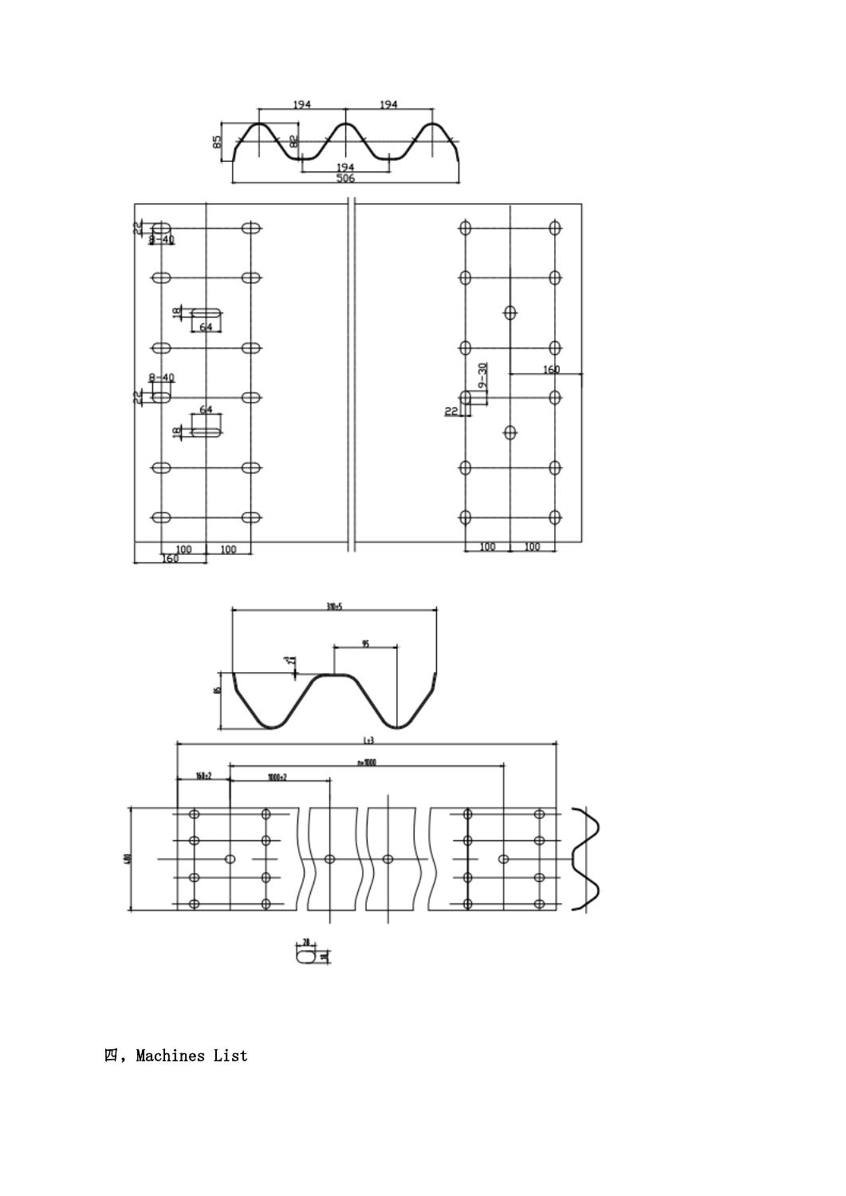四，Machines List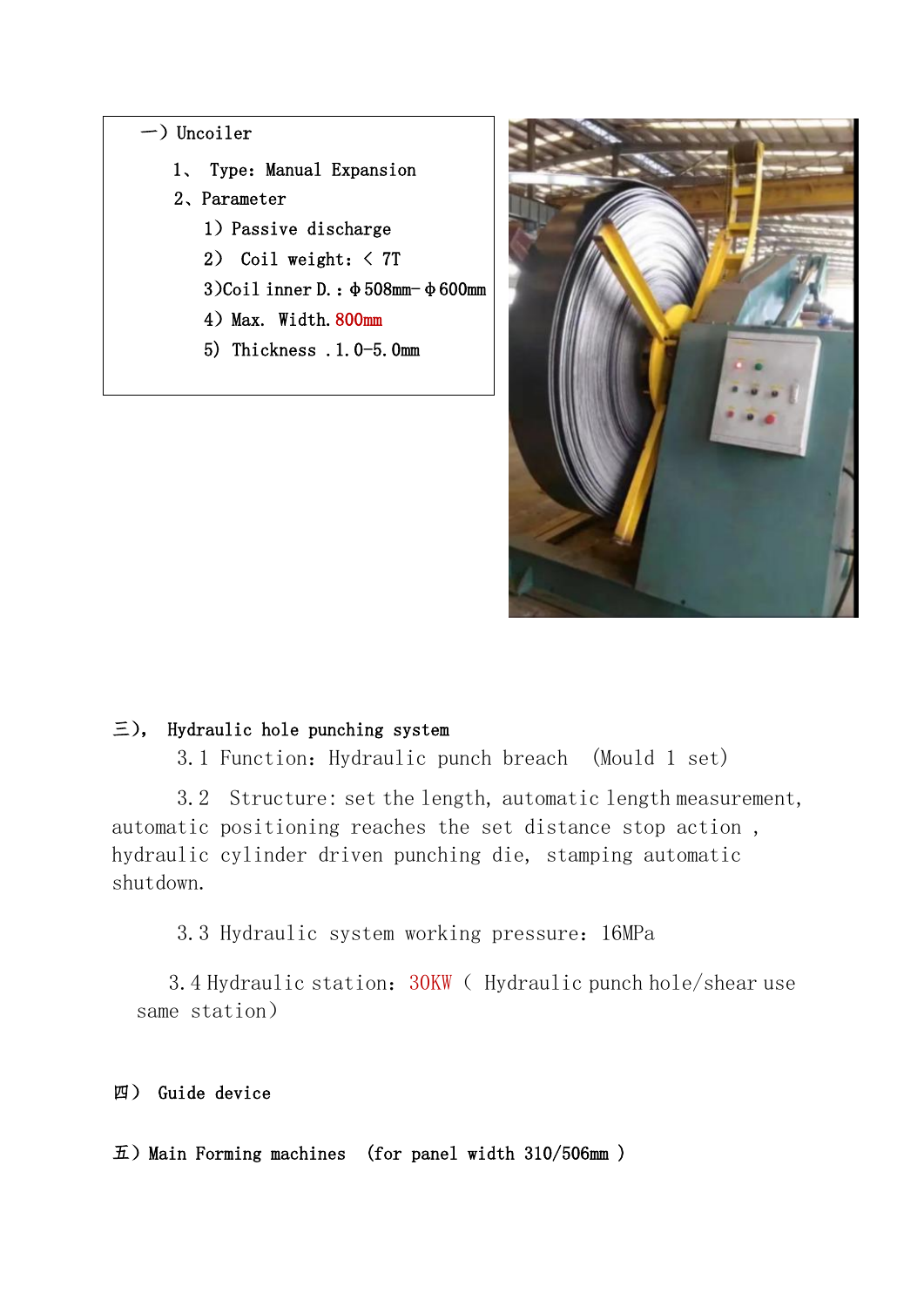## 一）Uncoiler

1、 Type: Manual Expansion

2、Parameter

1) Passive discharge

2) Coil weight: < 7T

3)Coil inner D.: Φ508mm-Φ600mm

4) Max. Width. 800mm

5) Thickness .1.0-5.0mm

## 三), Hydraulic hole punching system

3.1 Function: Hydraulic punch breach (Mould 1 set)

3.2 Structure: set the length, automatic length measurement, automatic positioning reaches the set distance stop action , hydraulic cylinder driven punching die, stamping automatic shutdown.

3.3 Hydraulic system working pressure: 16MPa

3.4 Hydraulic station: 30KW ( Hydraulic punch hole/shear use same station)

## 四) Guide device

## 五) Main Forming machines (for panel width 310/506mm )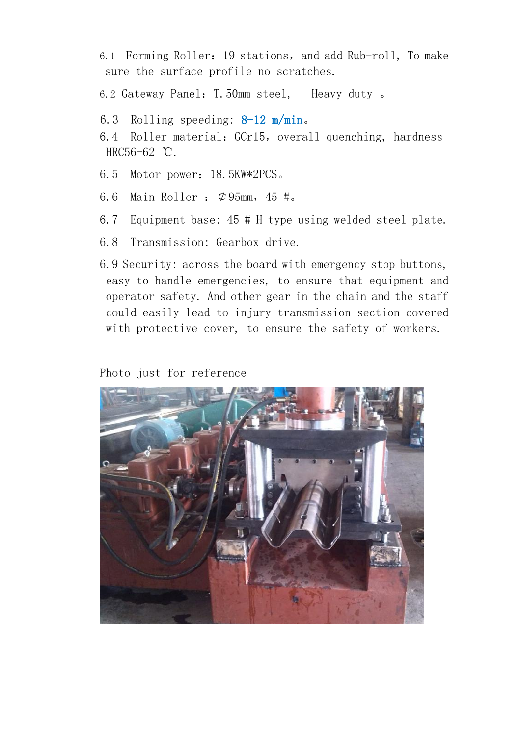6.1 Forming Roller：19 stations，and add Rub-roll, To make sure the surface profile no scratches.

6.2 Gateway Panel：T.50mm steel, Heavy duty 。

6.3 Rolling speeding: 8-12 m/min。

6.4 Roller material：GCr15，overall quenching, hardness HRC56-62 ℃.

6.5 Motor power：18.5KW*2PCS。

6.6 Main Roller : ¢95mm，45 #。

6.7 Equipment base: 45 # H type using welded steel plate.

6.8 Transmission: Gearbox drive.

6.9 Security: across the board with emergency stop buttons, easy to handle emergencies, to ensure that equipment and operator safety. And other gear in the chain and the staff could easily lead to injury transmission section covered with protective cover, to ensure the safety of workers.

Photo just for reference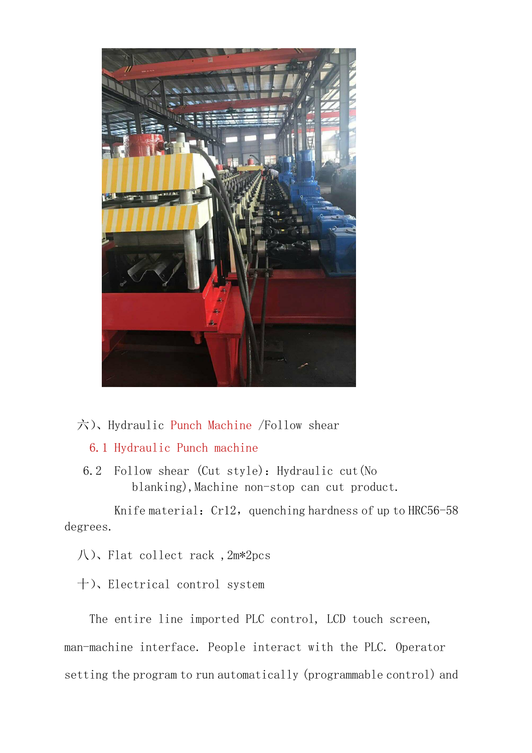六)、Hydraulic Punch Machine /Follow shear

6.1 Hydraulic Punch machine

6.2 Follow shear (Cut style): Hydraulic cut(No blanking),Machine non-stop can cut product.

Knife material: Cr12, quenching hardness of up to HRC56-58 degrees.

八)、Flat collect rack ,2m*2pcs

十)、Electrical control system

The entire line imported PLC control, LCD touch screen, man-machine interface. People interact with the PLC. Operator setting the program to run automatically (programmable control) and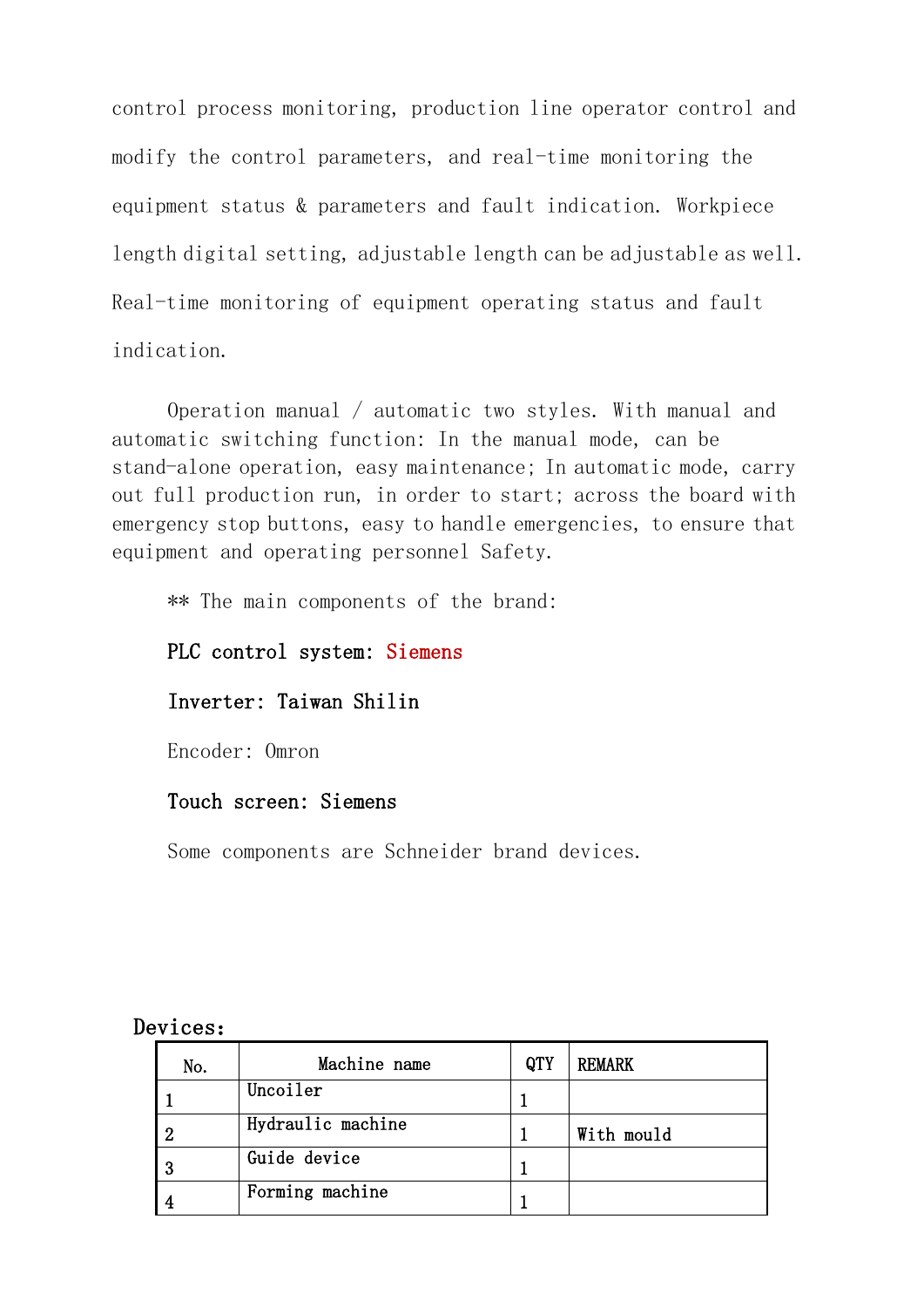control process monitoring, production line operator control and modify the control parameters, and real-time monitoring the equipment status & parameters and fault indication. Workpiece length digital setting, adjustable length can be adjustable as well. Real-time monitoring of equipment operating status and fault indication.

Operation manual / automatic two styles. With manual and automatic switching function: In the manual mode, can be stand-alone operation, easy maintenance; In automatic mode, carry out full production run, in order to start; across the board with emergency stop buttons, easy to handle emergencies, to ensure that equipment and operating personnel Safety.

** The main components of the brand:

**PLC control system: Siemens**

**Inverter: Taiwan Shilin**

Encoder: Omron

**Touch screen: Siemens**

Some components are Schneider brand devices.

**Devices:**

| No. | Machine name | QTY | REMARK |
|---|---|---|---|
| 1 | Uncoiler | 1 | |
| 2 | Hydraulic machine | 1 | With mould |
| 3 | Guide device | 1 | |
| 4 | Forming machine | 1 | |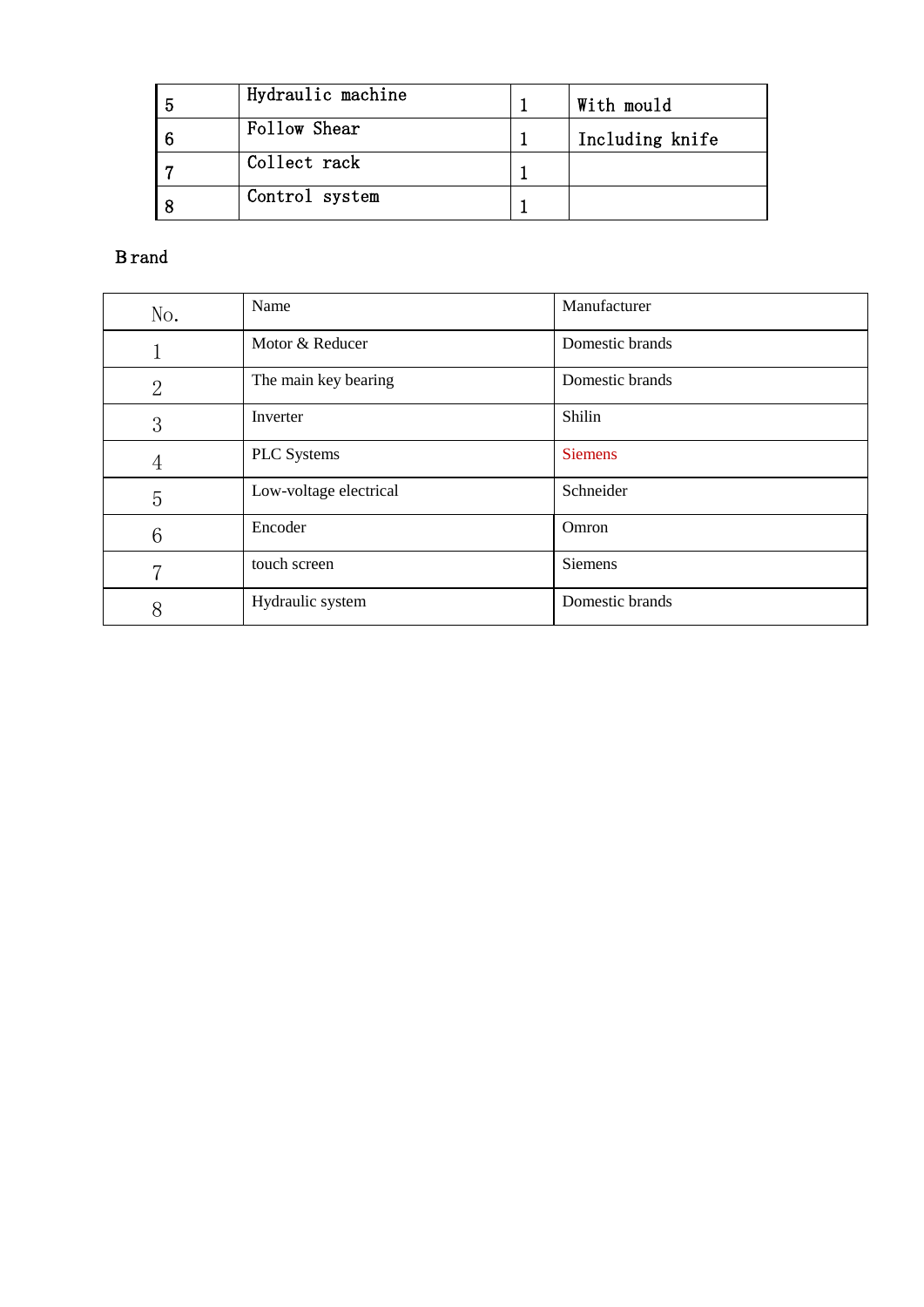| | | | |
|---|---|---|---|
| 5 | Hydraulic machine | 1 | With mould |
| 6 | Follow Shear | 1 | Including knife |
| 7 | Collect rack | 1 | |
| 8 | Control system | 1 | |

Brand

| No. | Name | Manufacturer |
|---|---|---|
| 1 | Motor & Reducer | Domestic brands |
| 2 | The main key bearing | Domestic brands |
| 3 | Inverter | Shilin |
| 4 | PLC Systems | Siemens |
| 5 | Low-voltage electrical | Schneider |
| 6 | Encoder | Omron |
| 7 | touch screen | Siemens |
| 8 | Hydraulic system | Domestic brands |